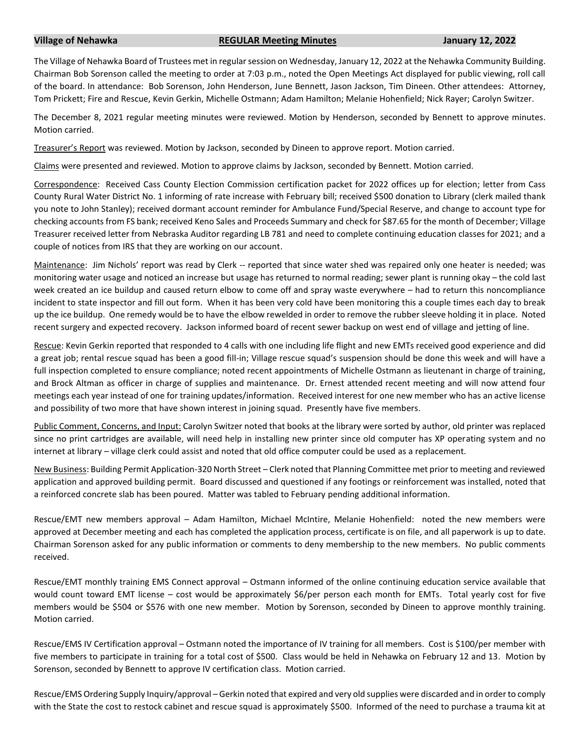**Village of Nehawka** **REGULAR Meeting Minutes** **January 12, 2022**

The Village of Nehawka Board of Trustees met in regular session on Wednesday, January 12, 2022 at the Nehawka Community Building. Chairman Bob Sorenson called the meeting to order at 7:03 p.m., noted the Open Meetings Act displayed for public viewing, roll call of the board. In attendance: Bob Sorenson, John Henderson, June Bennett, Jason Jackson, Tim Dineen. Other attendees: Attorney, Tom Prickett; Fire and Rescue, Kevin Gerkin, Michelle Ostmann; Adam Hamilton; Melanie Hohenfield; Nick Rayer; Carolyn Switzer.

The December 8, 2021 regular meeting minutes were reviewed. Motion by Henderson, seconded by Bennett to approve minutes. Motion carried.

Treasurer's Report was reviewed. Motion by Jackson, seconded by Dineen to approve report. Motion carried.

Claims were presented and reviewed. Motion to approve claims by Jackson, seconded by Bennett. Motion carried.

Correspondence: Received Cass County Election Commission certification packet for 2022 offices up for election; letter from Cass County Rural Water District No. 1 informing of rate increase with February bill; received $500 donation to Library (clerk mailed thank you note to John Stanley); received dormant account reminder for Ambulance Fund/Special Reserve, and change to account type for checking accounts from FS bank; received Keno Sales and Proceeds Summary and check for $87.65 for the month of December; Village Treasurer received letter from Nebraska Auditor regarding LB 781 and need to complete continuing education classes for 2021; and a couple of notices from IRS that they are working on our account.

Maintenance: Jim Nichols' report was read by Clerk -- reported that since water shed was repaired only one heater is needed; was monitoring water usage and noticed an increase but usage has returned to normal reading; sewer plant is running okay – the cold last week created an ice buildup and caused return elbow to come off and spray waste everywhere – had to return this noncompliance incident to state inspector and fill out form. When it has been very cold have been monitoring this a couple times each day to break up the ice buildup. One remedy would be to have the elbow rewelded in order to remove the rubber sleeve holding it in place. Noted recent surgery and expected recovery. Jackson informed board of recent sewer backup on west end of village and jetting of line.

Rescue: Kevin Gerkin reported that responded to 4 calls with one including life flight and new EMTs received good experience and did a great job; rental rescue squad has been a good fill-in; Village rescue squad's suspension should be done this week and will have a full inspection completed to ensure compliance; noted recent appointments of Michelle Ostmann as lieutenant in charge of training, and Brock Altman as officer in charge of supplies and maintenance. Dr. Ernest attended recent meeting and will now attend four meetings each year instead of one for training updates/information. Received interest for one new member who has an active license and possibility of two more that have shown interest in joining squad. Presently have five members.

Public Comment, Concerns, and Input: Carolyn Switzer noted that books at the library were sorted by author, old printer was replaced since no print cartridges are available, will need help in installing new printer since old computer has XP operating system and no internet at library – village clerk could assist and noted that old office computer could be used as a replacement.

New Business: Building Permit Application-320 North Street – Clerk noted that Planning Committee met prior to meeting and reviewed application and approved building permit. Board discussed and questioned if any footings or reinforcement was installed, noted that a reinforced concrete slab has been poured. Matter was tabled to February pending additional information.

Rescue/EMT new members approval – Adam Hamilton, Michael McIntire, Melanie Hohenfield: noted the new members were approved at December meeting and each has completed the application process, certificate is on file, and all paperwork is up to date. Chairman Sorenson asked for any public information or comments to deny membership to the new members. No public comments received.

Rescue/EMT monthly training EMS Connect approval – Ostmann informed of the online continuing education service available that would count toward EMT license – cost would be approximately $6/per person each month for EMTs. Total yearly cost for five members would be $504 or $576 with one new member. Motion by Sorenson, seconded by Dineen to approve monthly training. Motion carried.

Rescue/EMS IV Certification approval – Ostmann noted the importance of IV training for all members. Cost is $100/per member with five members to participate in training for a total cost of $500. Class would be held in Nehawka on February 12 and 13. Motion by Sorenson, seconded by Bennett to approve IV certification class. Motion carried.

Rescue/EMS Ordering Supply Inquiry/approval – Gerkin noted that expired and very old supplies were discarded and in order to comply with the State the cost to restock cabinet and rescue squad is approximately $500. Informed of the need to purchase a trauma kit at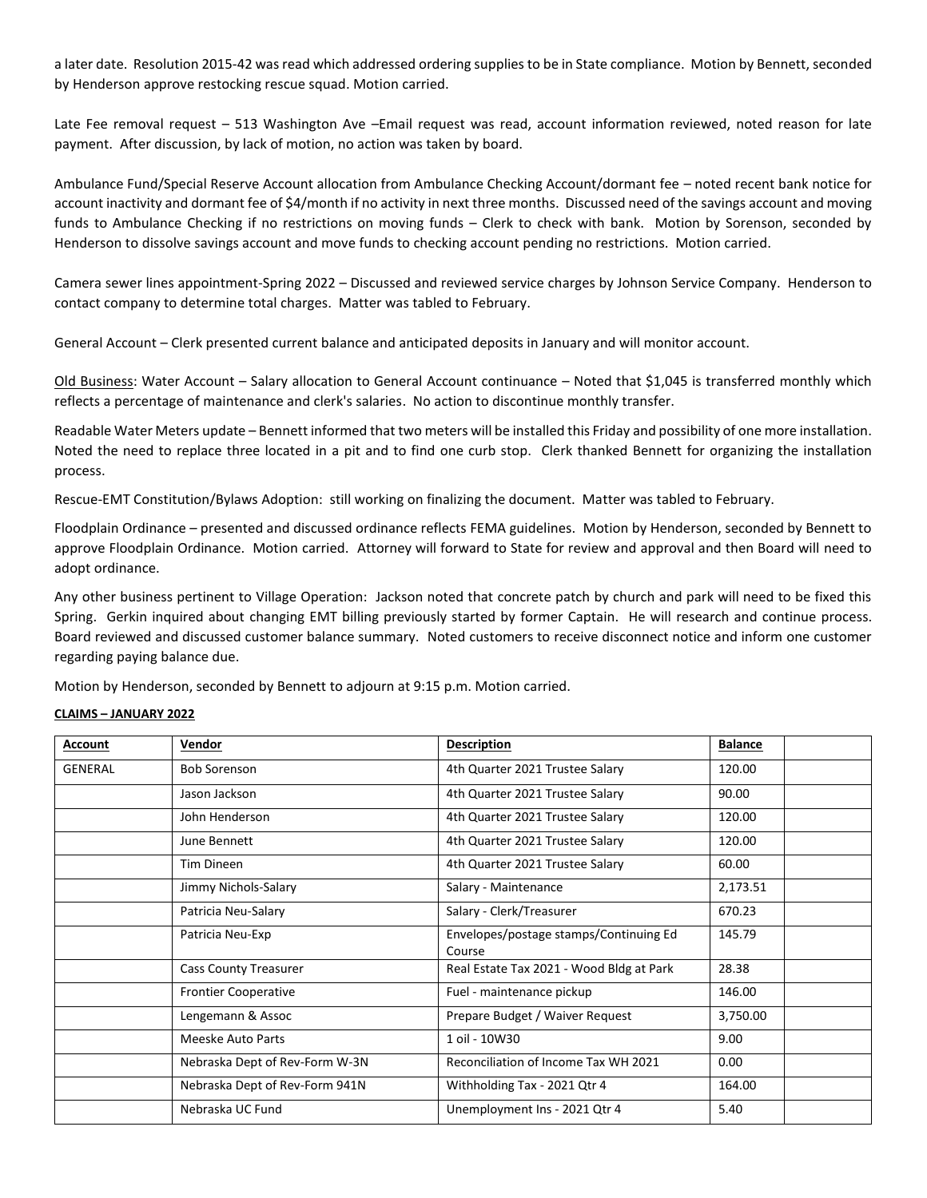a later date. Resolution 2015-42 was read which addressed ordering supplies to be in State compliance. Motion by Bennett, seconded by Henderson approve restocking rescue squad. Motion carried.

Late Fee removal request – 513 Washington Ave –Email request was read, account information reviewed, noted reason for late payment. After discussion, by lack of motion, no action was taken by board.

Ambulance Fund/Special Reserve Account allocation from Ambulance Checking Account/dormant fee – noted recent bank notice for account inactivity and dormant fee of $4/month if no activity in next three months. Discussed need of the savings account and moving funds to Ambulance Checking if no restrictions on moving funds – Clerk to check with bank. Motion by Sorenson, seconded by Henderson to dissolve savings account and move funds to checking account pending no restrictions. Motion carried.

Camera sewer lines appointment-Spring 2022 – Discussed and reviewed service charges by Johnson Service Company. Henderson to contact company to determine total charges. Matter was tabled to February.

General Account – Clerk presented current balance and anticipated deposits in January and will monitor account.

Old Business: Water Account – Salary allocation to General Account continuance – Noted that $1,045 is transferred monthly which reflects a percentage of maintenance and clerk's salaries. No action to discontinue monthly transfer.

Readable Water Meters update – Bennett informed that two meters will be installed this Friday and possibility of one more installation. Noted the need to replace three located in a pit and to find one curb stop. Clerk thanked Bennett for organizing the installation process.

Rescue-EMT Constitution/Bylaws Adoption: still working on finalizing the document. Matter was tabled to February.

Floodplain Ordinance – presented and discussed ordinance reflects FEMA guidelines. Motion by Henderson, seconded by Bennett to approve Floodplain Ordinance. Motion carried. Attorney will forward to State for review and approval and then Board will need to adopt ordinance.

Any other business pertinent to Village Operation: Jackson noted that concrete patch by church and park will need to be fixed this Spring. Gerkin inquired about changing EMT billing previously started by former Captain. He will research and continue process. Board reviewed and discussed customer balance summary. Noted customers to receive disconnect notice and inform one customer regarding paying balance due.

Motion by Henderson, seconded by Bennett to adjourn at 9:15 p.m. Motion carried.

**CLAIMS – JANUARY 2022**

| Account | Vendor | Description | Balance | |
|---|---|---|---|---|
| GENERAL | Bob Sorenson | 4th Quarter 2021 Trustee Salary | 120.00 | |
| | Jason Jackson | 4th Quarter 2021 Trustee Salary | 90.00 | |
| | John Henderson | 4th Quarter 2021 Trustee Salary | 120.00 | |
| | June Bennett | 4th Quarter 2021 Trustee Salary | 120.00 | |
| | Tim Dineen | 4th Quarter 2021 Trustee Salary | 60.00 | |
| | Jimmy Nichols-Salary | Salary - Maintenance | 2,173.51 | |
| | Patricia Neu-Salary | Salary - Clerk/Treasurer | 670.23 | |
| | Patricia Neu-Exp | Envelopes/postage stamps/Continuing Ed Course | 145.79 | |
| | Cass County Treasurer | Real Estate Tax 2021 - Wood Bldg at Park | 28.38 | |
| | Frontier Cooperative | Fuel - maintenance pickup | 146.00 | |
| | Lengemann & Assoc | Prepare Budget / Waiver Request | 3,750.00 | |
| | Meeske Auto Parts | 1 oil - 10W30 | 9.00 | |
| | Nebraska Dept of Rev-Form W-3N | Reconciliation of Income Tax WH 2021 | 0.00 | |
| | Nebraska Dept of Rev-Form 941N | Withholding Tax - 2021 Qtr 4 | 164.00 | |
| | Nebraska UC Fund | Unemployment Ins - 2021 Qtr 4 | 5.40 | |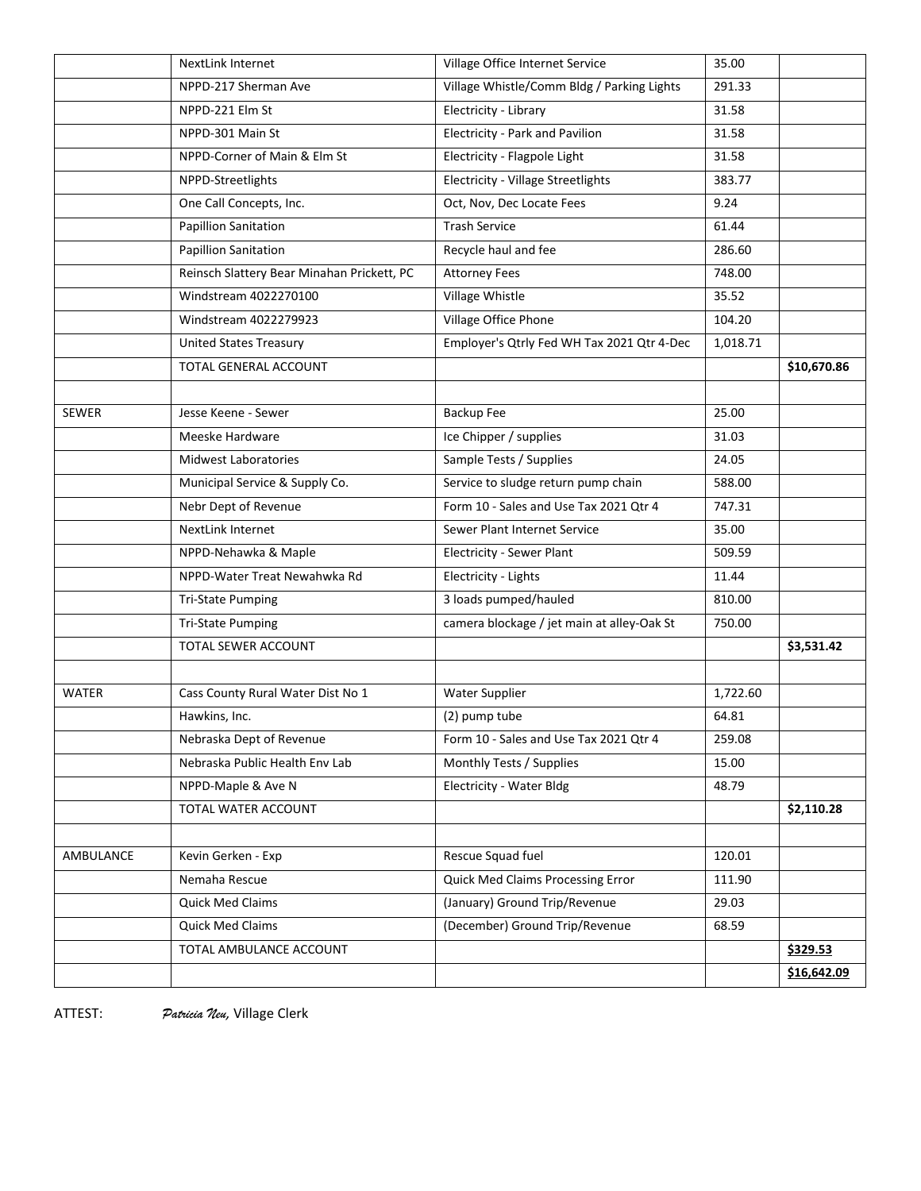| | | | | |
|---|---|---|---|---|
| | NextLink Internet | Village Office Internet Service | 35.00 | |
| | NPPD-217 Sherman Ave | Village Whistle/Comm Bldg / Parking Lights | 291.33 | |
| | NPPD-221 Elm St | Electricity - Library | 31.58 | |
| | NPPD-301 Main St | Electricity - Park and Pavilion | 31.58 | |
| | NPPD-Corner of Main & Elm St | Electricity - Flagpole Light | 31.58 | |
| | NPPD-Streetlights | Electricity - Village Streetlights | 383.77 | |
| | One Call Concepts, Inc. | Oct, Nov, Dec Locate Fees | 9.24 | |
| | Papillion Sanitation | Trash Service | 61.44 | |
| | Papillion Sanitation | Recycle haul and fee | 286.60 | |
| | Reinsch Slattery Bear Minahan Prickett, PC | Attorney Fees | 748.00 | |
| | Windstream 4022270100 | Village Whistle | 35.52 | |
| | Windstream 4022279923 | Village Office Phone | 104.20 | |
| | United States Treasury | Employer's Qtrly Fed WH Tax 2021 Qtr 4-Dec | 1,018.71 | |
| | TOTAL GENERAL ACCOUNT | | | **$10,670.86** |
| | | | | |
| SEWER | Jesse Keene - Sewer | Backup Fee | 25.00 | |
| | Meeske Hardware | Ice Chipper / supplies | 31.03 | |
| | Midwest Laboratories | Sample Tests / Supplies | 24.05 | |
| | Municipal Service & Supply Co. | Service to sludge return pump chain | 588.00 | |
| | Nebr Dept of Revenue | Form 10 - Sales and Use Tax 2021 Qtr 4 | 747.31 | |
| | NextLink Internet | Sewer Plant Internet Service | 35.00 | |
| | NPPD-Nehawka & Maple | Electricity - Sewer Plant | 509.59 | |
| | NPPD-Water Treat Newahwka Rd | Electricity - Lights | 11.44 | |
| | Tri-State Pumping | 3 loads pumped/hauled | 810.00 | |
| | Tri-State Pumping | camera blockage / jet main at alley-Oak St | 750.00 | |
| | TOTAL SEWER ACCOUNT | | | **$3,531.42** |
| | | | | |
| WATER | Cass County Rural Water Dist No 1 | Water Supplier | 1,722.60 | |
| | Hawkins, Inc. | (2) pump tube | 64.81 | |
| | Nebraska Dept of Revenue | Form 10 - Sales and Use Tax 2021 Qtr 4 | 259.08 | |
| | Nebraska Public Health Env Lab | Monthly Tests / Supplies | 15.00 | |
| | NPPD-Maple & Ave N | Electricity - Water Bldg | 48.79 | |
| | TOTAL WATER ACCOUNT | | | **$2,110.28** |
| | | | | |
| AMBULANCE | Kevin Gerken - Exp | Rescue Squad fuel | 120.01 | |
| | Nemaha Rescue | Quick Med Claims Processing Error | 111.90 | |
| | Quick Med Claims | (January) Ground Trip/Revenue | 29.03 | |
| | Quick Med Claims | (December) Ground Trip/Revenue | 68.59 | |
| | TOTAL AMBULANCE ACCOUNT | | | **$329.53** |
| | | | | **$16,642.09** |

ATTEST: *Patricia Neu,* Village Clerk